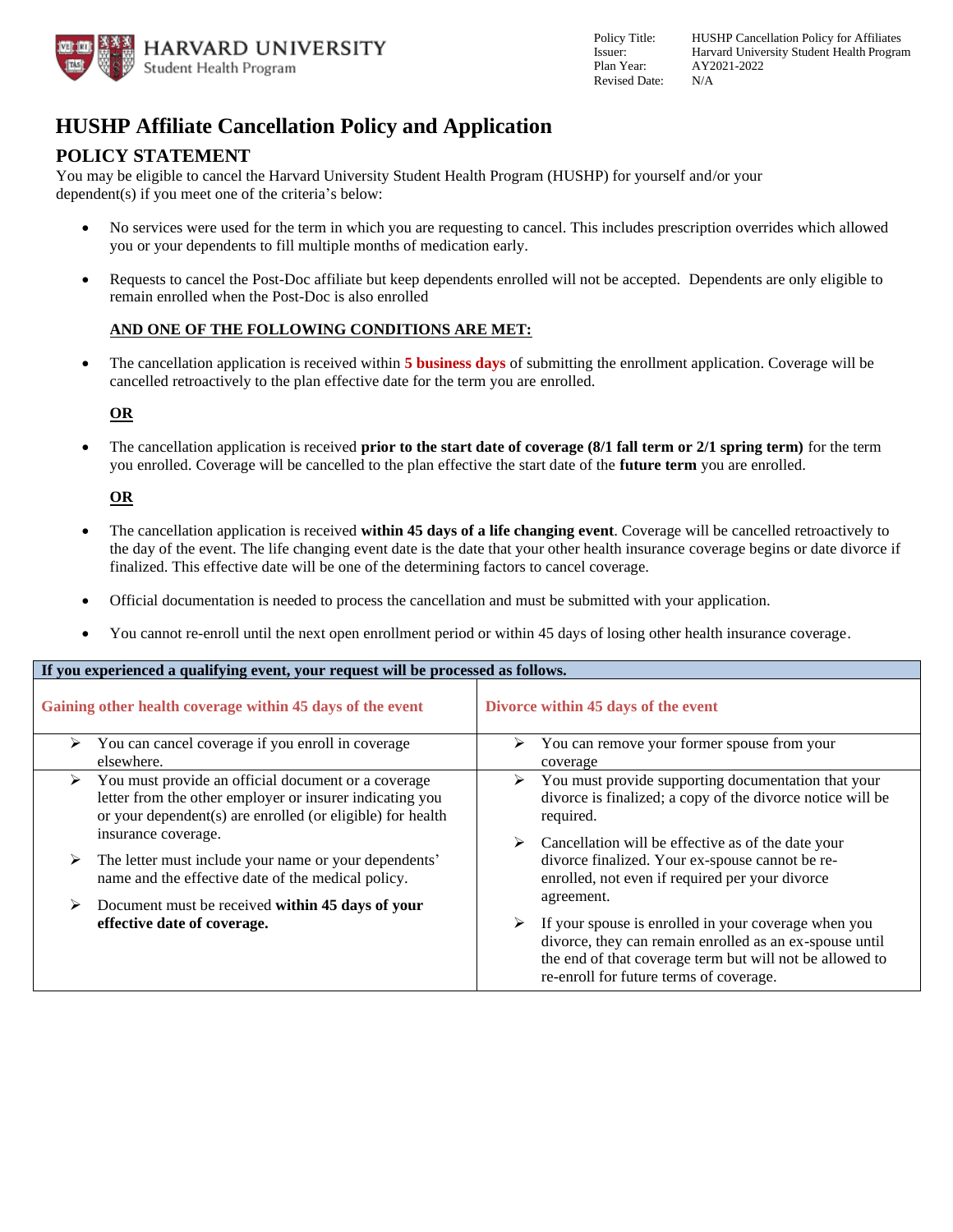| | |
|---|---|
| Policy Title: | HUSHP Cancellation Policy for Affiliates |
| Issuer: | Harvard University Student Health Program |
| Plan Year: | AY2021-2022 |
| Revised Date: | N/A |

# HUSHP Affiliate Cancellation Policy and Application

## POLICY STATEMENT

You may be eligible to cancel the Harvard University Student Health Program (HUSHP) for yourself and/or your dependent(s) if you meet one of the criteria's below:

- No services were used for the term in which you are requesting to cancel. This includes prescription overrides which allowed you or your dependents to fill multiple months of medication early.
- Requests to cancel the Post-Doc affiliate but keep dependents enrolled will not be accepted. Dependents are only eligible to remain enrolled when the Post-Doc is also enrolled

  **AND ONE OF THE FOLLOWING CONDITIONS ARE MET:**

- The cancellation application is received within **5 business days** of submitting the enrollment application. Coverage will be cancelled retroactively to the plan effective date for the term you are enrolled.

  **OR**

- The cancellation application is received **prior to the start date of coverage (8/1 fall term or 2/1 spring term)** for the term you enrolled. Coverage will be cancelled to the plan effective the start date of the **future term** you are enrolled.

  **OR**

- The cancellation application is received **within 45 days of a life changing event**. Coverage will be cancelled retroactively to the day of the event. The life changing event date is the date that your other health insurance coverage begins or date divorce if finalized. This effective date will be one of the determining factors to cancel coverage.
- Official documentation is needed to process the cancellation and must be submitted with your application.
- You cannot re-enroll until the next open enrollment period or within 45 days of losing other health insurance coverage.

| **If you experienced a qualifying event, your request will be processed as follows.** | |
|---|---|
| **Gaining other health coverage within 45 days of the event** | **Divorce within 45 days of the event** |
| ➢ You can cancel coverage if you enroll in coverage elsewhere. | ➢ You can remove your former spouse from your coverage |
| ➢ You must provide an official document or a coverage letter from the other employer or insurer indicating you or your dependent(s) are enrolled (or eligible) for health insurance coverage.<br>➢ The letter must include your name or your dependents' name and the effective date of the medical policy.<br>➢ Document must be received **within 45 days of your effective date of coverage.** | ➢ You must provide supporting documentation that your divorce is finalized; a copy of the divorce notice will be required.<br>➢ Cancellation will be effective as of the date your divorce finalized. Your ex-spouse cannot be re-enrolled, not even if required per your divorce agreement.<br>➢ If your spouse is enrolled in your coverage when you divorce, they can remain enrolled as an ex-spouse until the end of that coverage term but will not be allowed to re-enroll for future terms of coverage. |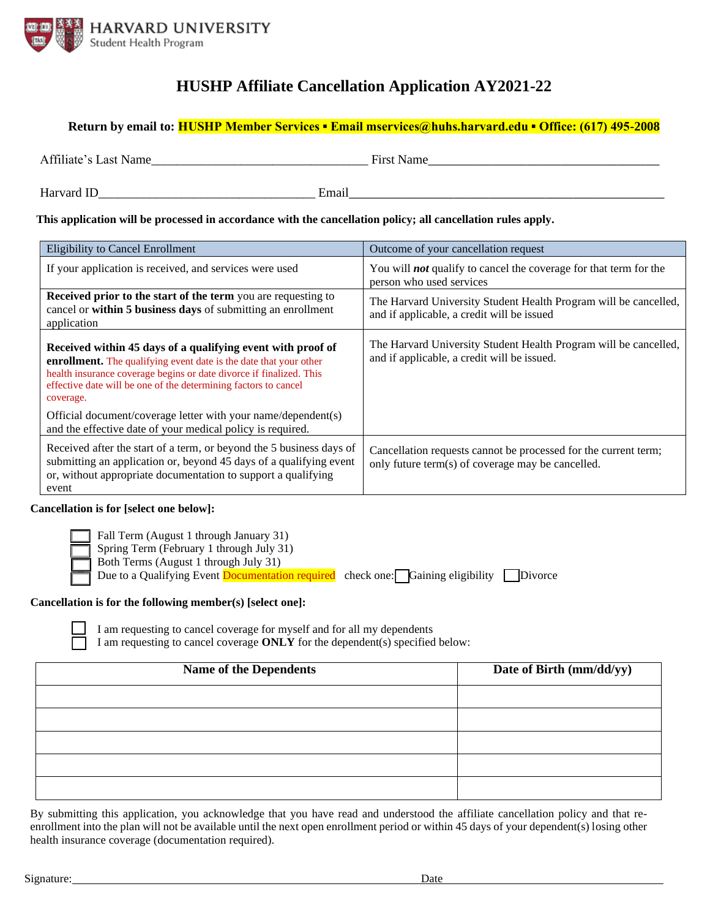HARVARD UNIVERSITY
Student Health Program

# HUSHP Affiliate Cancellation Application AY2021-22

**Return by email to: HUSHP Member Services ▪ Email mservices@huhs.harvard.edu ▪ Office: (617) 495-2008**

Affiliate's Last Name___________________________________ First Name_____________________________________

Harvard ID___________________________________ Email____________________________________________________

**This application will be processed in accordance with the cancellation policy; all cancellation rules apply.**

| Eligibility to Cancel Enrollment | Outcome of your cancellation request |
|---|---|
| If your application is received, and services were used | You will ***not*** qualify to cancel the coverage for that term for the person who used services |
| **Received prior to the start of the term** you are requesting to cancel or **within 5 business days** of submitting an enrollment application | The Harvard University Student Health Program will be cancelled, and if applicable, a credit will be issued |
| **Received within 45 days of a qualifying event with proof of enrollment.** The qualifying event date is the date that your other health insurance coverage begins or date divorce if finalized. This effective date will be one of the determining factors to cancel coverage. Official document/coverage letter with your name/dependent(s) and the effective date of your medical policy is required. | The Harvard University Student Health Program will be cancelled, and if applicable, a credit will be issued. |
| Received after the start of a term, or beyond the 5 business days of submitting an application or, beyond 45 days of a qualifying event or, without appropriate documentation to support a qualifying event | Cancellation requests cannot be processed for the current term; only future term(s) of coverage may be cancelled. |

**Cancellation is for [select one below]:**

- ☐ Fall Term (August 1 through January 31)
- ☐ Spring Term (February 1 through July 31)
- ☐ Both Terms (August 1 through July 31)
- ☐ Due to a Qualifying Event Documentation required check one: ☐ Gaining eligibility ☐ Divorce

**Cancellation is for the following member(s) [select one]:**

- ☐ I am requesting to cancel coverage for myself and for all my dependents
- ☐ I am requesting to cancel coverage **ONLY** for the dependent(s) specified below:

| Name of the Dependents | Date of Birth (mm/dd/yy) |
|---|---|
| | |
| | |
| | |
| | |
| | |

By submitting this application, you acknowledge that you have read and understood the affiliate cancellation policy and that re-enrollment into the plan will not be available until the next open enrollment period or within 45 days of your dependent(s) losing other health insurance coverage (documentation required).

Signature:_______________________________________________________ Date_________________________________